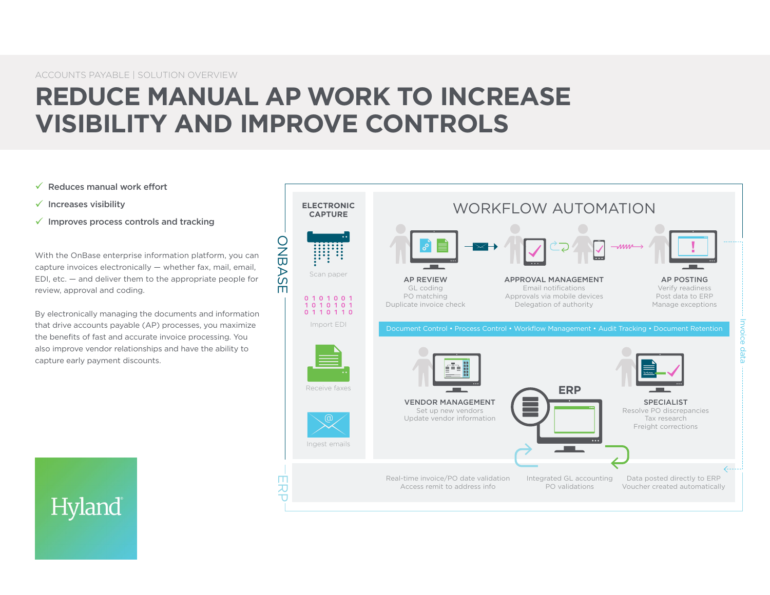ACCOUNTS PAYABLE | SOLUTION OVERVIEW

# REDUCE MANUAL AP WORK TO INCREASE VISIBILITY AND IMPROVE CONTROLS

- ✓ **Reduces manual work effort**
- ✓ **Increases visibility**
- ✓ **Improves process controls and tracking**

With the OnBase enterprise information platform, you can capture invoices electronically — whether fax, mail, email, EDI, etc. — and deliver them to the appropriate people for review, approval and coding.

By electronically managing the documents and information that drive accounts payable (AP) processes, you maximize the benefits of fast and accurate invoice processing. You also improve vendor relationships and have the ability to capture early payment discounts.

ONBASE

**ELECTRONIC CAPTURE**

Scan paper

0 1 0 1 0 0 1
1 0 1 0 1 0 1
0 1 1 0 1 1 0

Import EDI

Receive faxes

Ingest emails

## WORKFLOW AUTOMATION

**AP REVIEW**
GL coding
PO matching
Duplicate invoice check

**APPROVAL MANAGEMENT**
Email notifications
Approvals via mobile devices
Delegation of authority

**AP POSTING**
Verify readiness
Post data to ERP
Manage exceptions

Document Control • Process Control • Workflow Management • Audit Tracking • Document Retention

**VENDOR MANAGEMENT**
Set up new vendors
Update vendor information

**ERP**

**SPECIALIST**
Resolve PO discrepancies
Tax research
Freight corrections

Invoice data

ERP

Real-time invoice/PO date validation
Access remit to address info

Integrated GL accounting
PO validations

Data posted directly to ERP
Voucher created automatically

Hyland®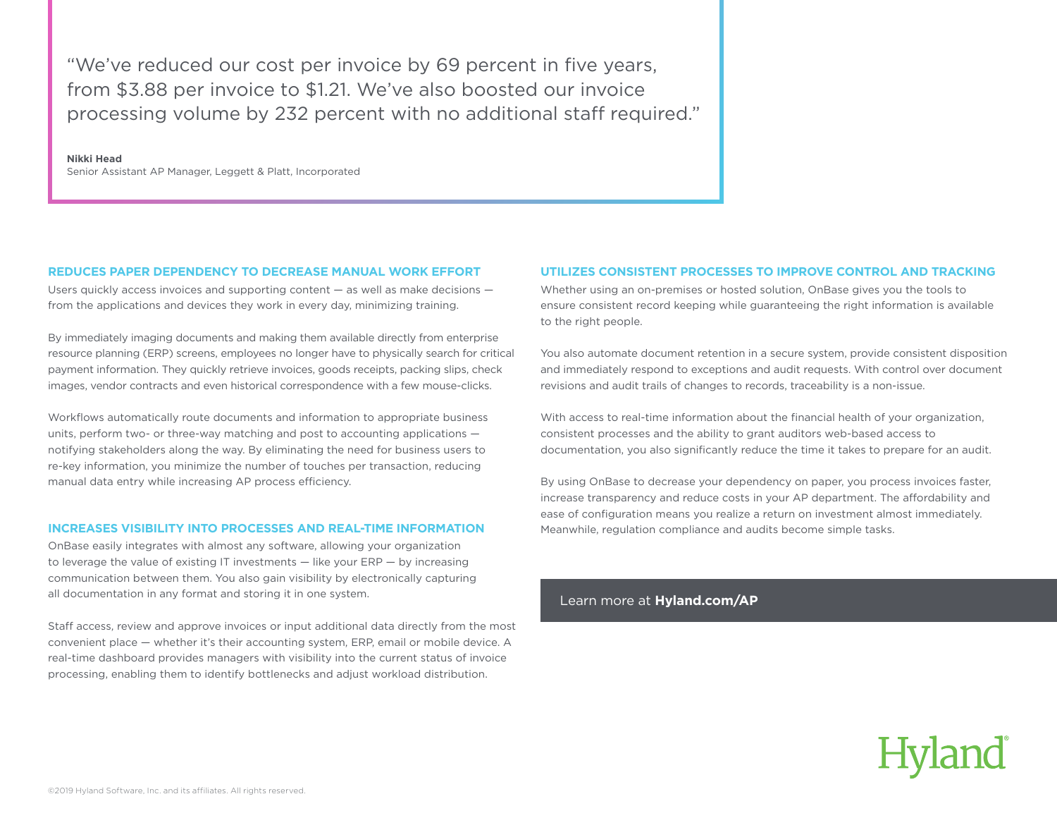> "We've reduced our cost per invoice by 69 percent in five years, from $3.88 per invoice to $1.21. We've also boosted our invoice processing volume by 232 percent with no additional staff required."
>
> **Nikki Head**
> Senior Assistant AP Manager, Leggett & Platt, Incorporated

## REDUCES PAPER DEPENDENCY TO DECREASE MANUAL WORK EFFORT

Users quickly access invoices and supporting content — as well as make decisions — from the applications and devices they work in every day, minimizing training.

By immediately imaging documents and making them available directly from enterprise resource planning (ERP) screens, employees no longer have to physically search for critical payment information. They quickly retrieve invoices, goods receipts, packing slips, check images, vendor contracts and even historical correspondence with a few mouse-clicks.

Workflows automatically route documents and information to appropriate business units, perform two- or three-way matching and post to accounting applications — notifying stakeholders along the way. By eliminating the need for business users to re-key information, you minimize the number of touches per transaction, reducing manual data entry while increasing AP process efficiency.

## INCREASES VISIBILITY INTO PROCESSES AND REAL-TIME INFORMATION

OnBase easily integrates with almost any software, allowing your organization to leverage the value of existing IT investments — like your ERP — by increasing communication between them. You also gain visibility by electronically capturing all documentation in any format and storing it in one system.

Staff access, review and approve invoices or input additional data directly from the most convenient place — whether it's their accounting system, ERP, email or mobile device. A real-time dashboard provides managers with visibility into the current status of invoice processing, enabling them to identify bottlenecks and adjust workload distribution.

## UTILIZES CONSISTENT PROCESSES TO IMPROVE CONTROL AND TRACKING

Whether using an on-premises or hosted solution, OnBase gives you the tools to ensure consistent record keeping while guaranteeing the right information is available to the right people.

You also automate document retention in a secure system, provide consistent disposition and immediately respond to exceptions and audit requests. With control over document revisions and audit trails of changes to records, traceability is a non-issue.

With access to real-time information about the financial health of your organization, consistent processes and the ability to grant auditors web-based access to documentation, you also significantly reduce the time it takes to prepare for an audit.

By using OnBase to decrease your dependency on paper, you process invoices faster, increase transparency and reduce costs in your AP department. The affordability and ease of configuration means you realize a return on investment almost immediately. Meanwhile, regulation compliance and audits become simple tasks.

Learn more at **Hyland.com/AP**

Hyland®

©2019 Hyland Software, Inc. and its affiliates. All rights reserved.